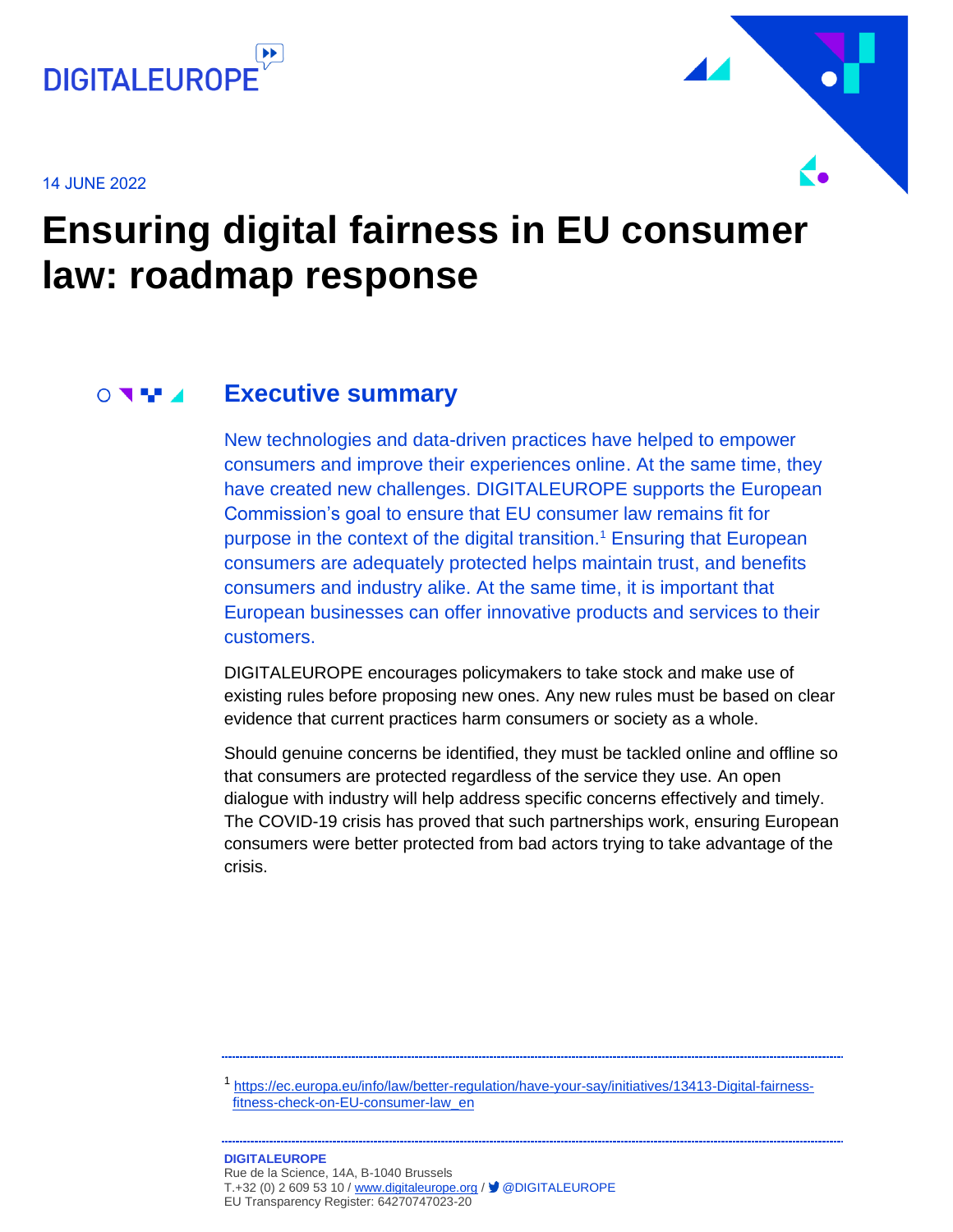DIGITALEUROPE

14 JUNE 2022

# Ensuring digital fairness in EU consumer law: roadmap response

## Executive summary

New technologies and data-driven practices have helped to empower consumers and improve their experiences online. At the same time, they have created new challenges. DIGITALEUROPE supports the European Commission's goal to ensure that EU consumer law remains fit for purpose in the context of the digital transition.[1] Ensuring that European consumers are adequately protected helps maintain trust, and benefits consumers and industry alike. At the same time, it is important that European businesses can offer innovative products and services to their customers.

DIGITALEUROPE encourages policymakers to take stock and make use of existing rules before proposing new ones. Any new rules must be based on clear evidence that current practices harm consumers or society as a whole.

Should genuine concerns be identified, they must be tackled online and offline so that consumers are protected regardless of the service they use. An open dialogue with industry will help address specific concerns effectively and timely. The COVID-19 crisis has proved that such partnerships work, ensuring European consumers were better protected from bad actors trying to take advantage of the crisis.

---

[1] https://ec.europa.eu/info/law/better-regulation/have-your-say/initiatives/13413-Digital-fairness-fitness-check-on-EU-consumer-law_en

---

**DIGITALEUROPE**
Rue de la Science, 14A, B-1040 Brussels
T.+32 (0) 2 609 53 10 / www.digitaleurope.org / @DIGITALEUROPE
EU Transparency Register: 64270747023-20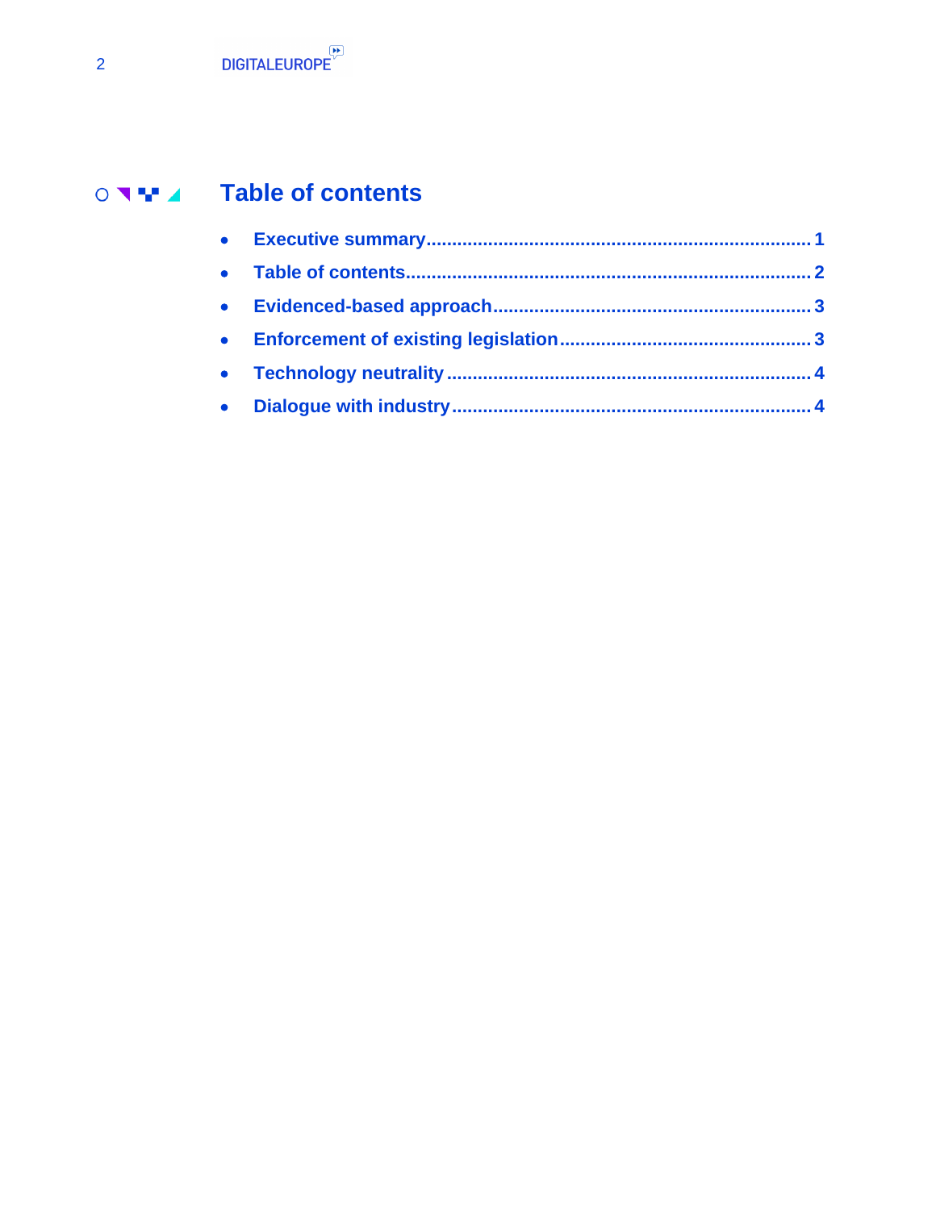# Table of contents

- **Executive summary ........................................................................ 1**
- **Table of contents ........................................................................... 2**
- **Evidenced-based approach ........................................................... 3**
- **Enforcement of existing legislation ............................................... 3**
- **Technology neutrality .................................................................... 4**
- **Dialogue with industry ................................................................... 4**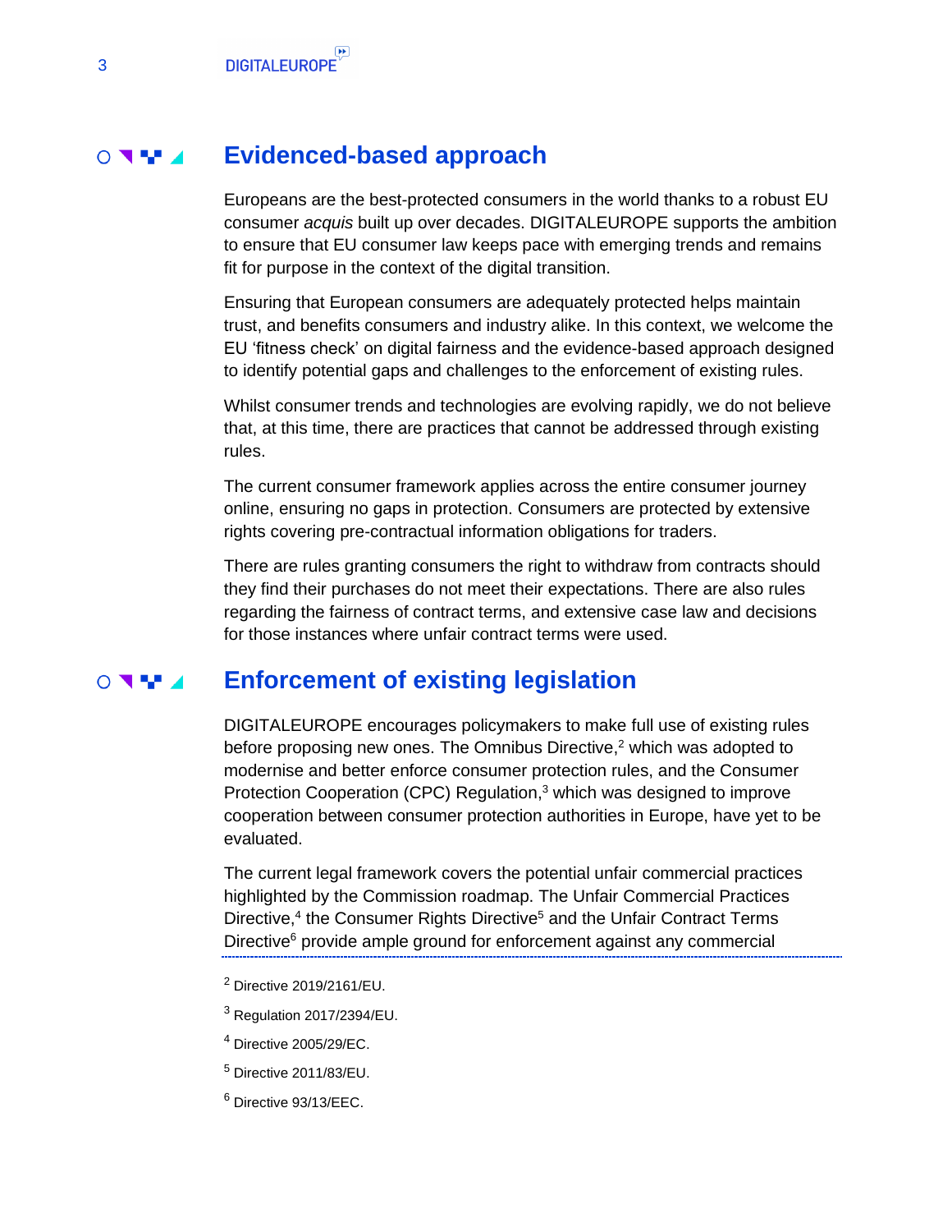## Evidenced-based approach

Europeans are the best-protected consumers in the world thanks to a robust EU consumer *acquis* built up over decades. DIGITALEUROPE supports the ambition to ensure that EU consumer law keeps pace with emerging trends and remains fit for purpose in the context of the digital transition.

Ensuring that European consumers are adequately protected helps maintain trust, and benefits consumers and industry alike. In this context, we welcome the EU 'fitness check' on digital fairness and the evidence-based approach designed to identify potential gaps and challenges to the enforcement of existing rules.

Whilst consumer trends and technologies are evolving rapidly, we do not believe that, at this time, there are practices that cannot be addressed through existing rules.

The current consumer framework applies across the entire consumer journey online, ensuring no gaps in protection. Consumers are protected by extensive rights covering pre-contractual information obligations for traders.

There are rules granting consumers the right to withdraw from contracts should they find their purchases do not meet their expectations. There are also rules regarding the fairness of contract terms, and extensive case law and decisions for those instances where unfair contract terms were used.

## Enforcement of existing legislation

DIGITALEUROPE encourages policymakers to make full use of existing rules before proposing new ones. The Omnibus Directive,[2] which was adopted to modernise and better enforce consumer protection rules, and the Consumer Protection Cooperation (CPC) Regulation,[3] which was designed to improve cooperation between consumer protection authorities in Europe, have yet to be evaluated.

The current legal framework covers the potential unfair commercial practices highlighted by the Commission roadmap. The Unfair Commercial Practices Directive,[4] the Consumer Rights Directive[5] and the Unfair Contract Terms Directive[6] provide ample ground for enforcement against any commercial

---

[2] Directive 2019/2161/EU.

[3] Regulation 2017/2394/EU.

[4] Directive 2005/29/EC.

[5] Directive 2011/83/EU.

[6] Directive 93/13/EEC.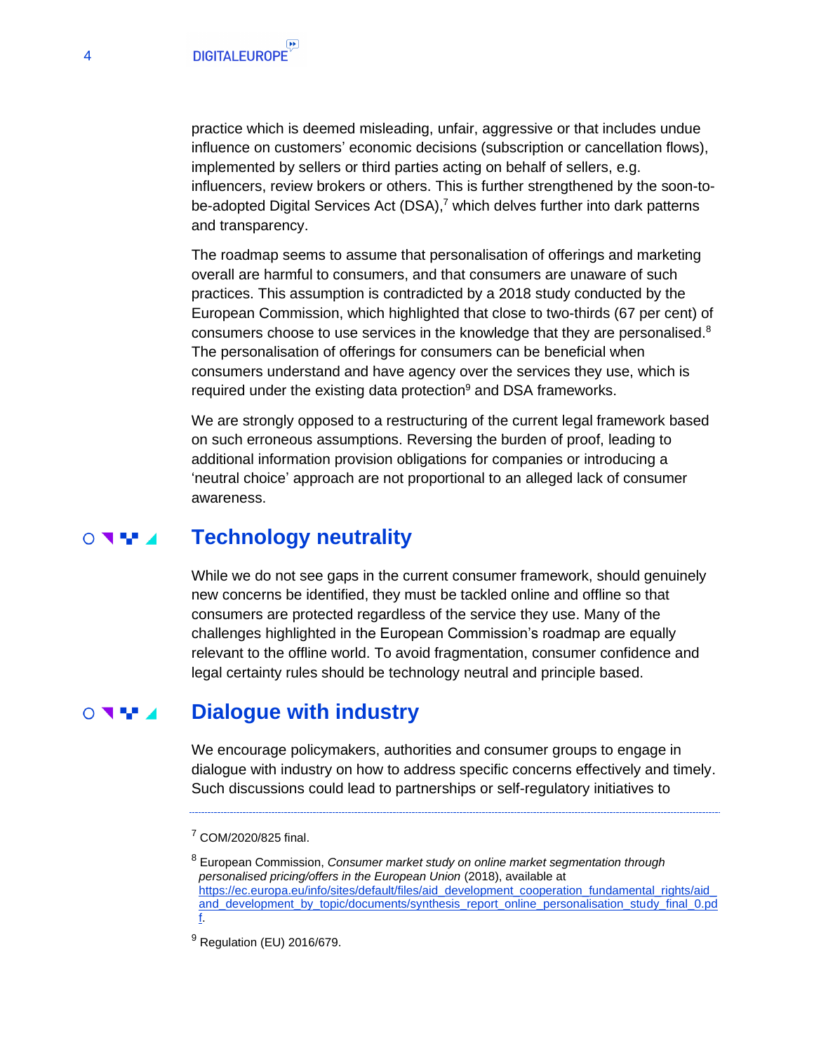practice which is deemed misleading, unfair, aggressive or that includes undue influence on customers' economic decisions (subscription or cancellation flows), implemented by sellers or third parties acting on behalf of sellers, e.g. influencers, review brokers or others. This is further strengthened by the soon-to-be-adopted Digital Services Act (DSA),[7] which delves further into dark patterns and transparency.

The roadmap seems to assume that personalisation of offerings and marketing overall are harmful to consumers, and that consumers are unaware of such practices. This assumption is contradicted by a 2018 study conducted by the European Commission, which highlighted that close to two-thirds (67 per cent) of consumers choose to use services in the knowledge that they are personalised.[8] The personalisation of offerings for consumers can be beneficial when consumers understand and have agency over the services they use, which is required under the existing data protection[9] and DSA frameworks.

We are strongly opposed to a restructuring of the current legal framework based on such erroneous assumptions. Reversing the burden of proof, leading to additional information provision obligations for companies or introducing a 'neutral choice' approach are not proportional to an alleged lack of consumer awareness.

## Technology neutrality

While we do not see gaps in the current consumer framework, should genuinely new concerns be identified, they must be tackled online and offline so that consumers are protected regardless of the service they use. Many of the challenges highlighted in the European Commission's roadmap are equally relevant to the offline world. To avoid fragmentation, consumer confidence and legal certainty rules should be technology neutral and principle based.

## Dialogue with industry

We encourage policymakers, authorities and consumer groups to engage in dialogue with industry on how to address specific concerns effectively and timely. Such discussions could lead to partnerships or self-regulatory initiatives to

---

[7] COM/2020/825 final.

[8] European Commission, *Consumer market study on online market segmentation through personalised pricing/offers in the European Union* (2018), available at https://ec.europa.eu/info/sites/default/files/aid_development_cooperation_fundamental_rights/aid_and_development_by_topic/documents/synthesis_report_online_personalisation_study_final_0.pdf.

[9] Regulation (EU) 2016/679.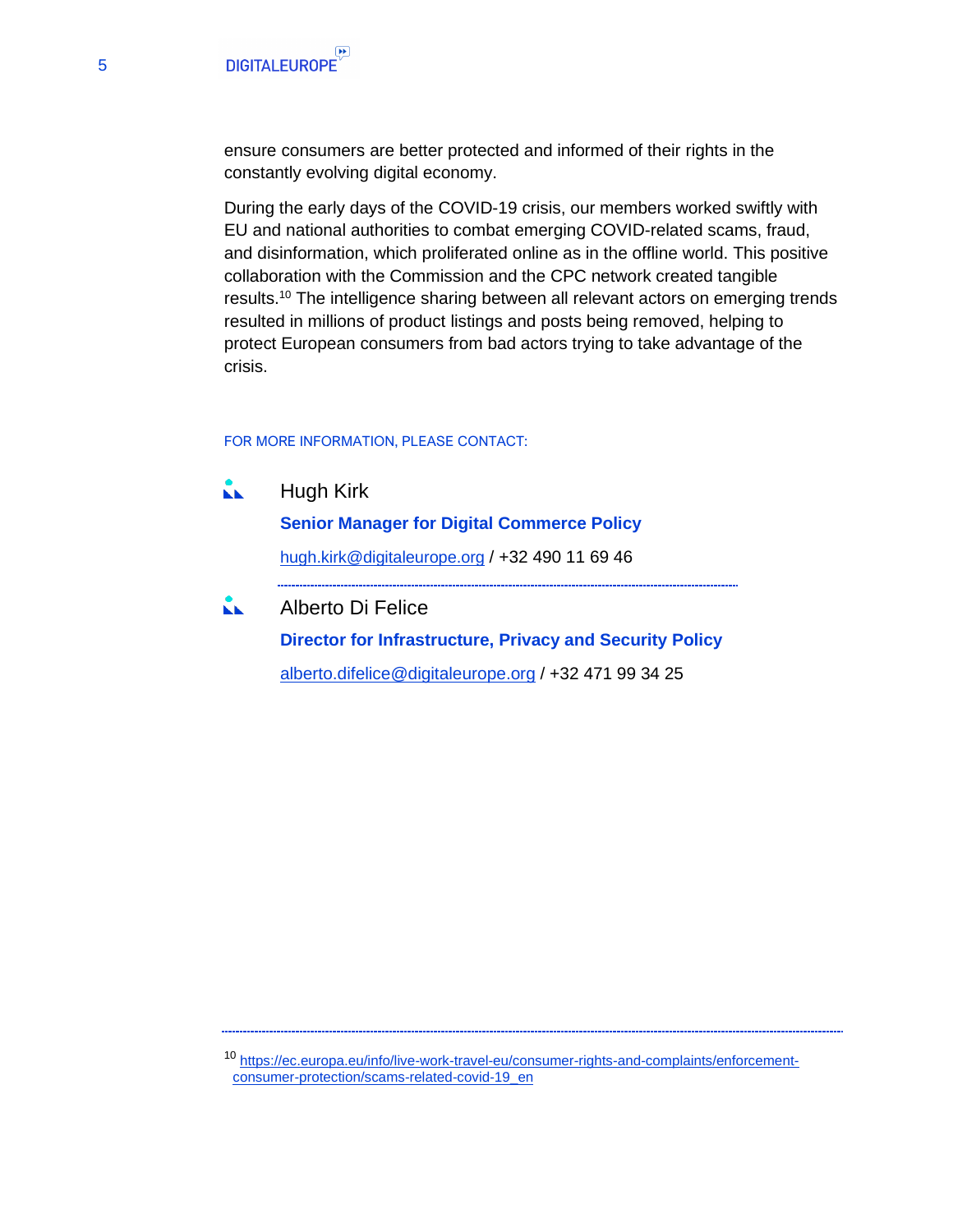ensure consumers are better protected and informed of their rights in the constantly evolving digital economy.

During the early days of the COVID-19 crisis, our members worked swiftly with EU and national authorities to combat emerging COVID-related scams, fraud, and disinformation, which proliferated online as in the offline world. This positive collaboration with the Commission and the CPC network created tangible results.[10] The intelligence sharing between all relevant actors on emerging trends resulted in millions of product listings and posts being removed, helping to protect European consumers from bad actors trying to take advantage of the crisis.

FOR MORE INFORMATION, PLEASE CONTACT:

Hugh Kirk

**Senior Manager for Digital Commerce Policy**

hugh.kirk@digitaleurope.org / +32 490 11 69 46

---

Alberto Di Felice

**Director for Infrastructure, Privacy and Security Policy**

alberto.difelice@digitaleurope.org / +32 471 99 34 25

---

[10] https://ec.europa.eu/info/live-work-travel-eu/consumer-rights-and-complaints/enforcement-consumer-protection/scams-related-covid-19_en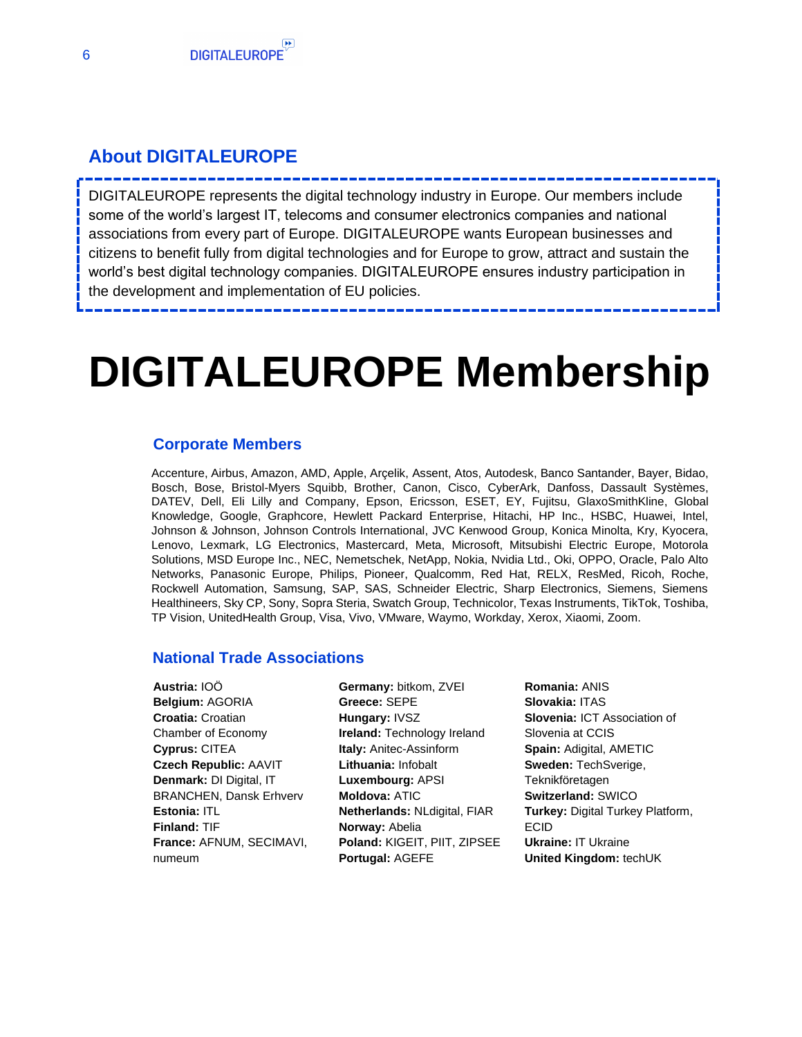## About DIGITALEUROPE

DIGITALEUROPE represents the digital technology industry in Europe. Our members include some of the world's largest IT, telecoms and consumer electronics companies and national associations from every part of Europe. DIGITALEUROPE wants European businesses and citizens to benefit fully from digital technologies and for Europe to grow, attract and sustain the world's best digital technology companies. DIGITALEUROPE ensures industry participation in the development and implementation of EU policies.

# DIGITALEUROPE Membership

### Corporate Members

Accenture, Airbus, Amazon, AMD, Apple, Arçelik, Assent, Atos, Autodesk, Banco Santander, Bayer, Bidao, Bosch, Bose, Bristol-Myers Squibb, Brother, Canon, Cisco, CyberArk, Danfoss, Dassault Systèmes, DATEV, Dell, Eli Lilly and Company, Epson, Ericsson, ESET, EY, Fujitsu, GlaxoSmithKline, Global Knowledge, Google, Graphcore, Hewlett Packard Enterprise, Hitachi, HP Inc., HSBC, Huawei, Intel, Johnson & Johnson, Johnson Controls International, JVC Kenwood Group, Konica Minolta, Kry, Kyocera, Lenovo, Lexmark, LG Electronics, Mastercard, Meta, Microsoft, Mitsubishi Electric Europe, Motorola Solutions, MSD Europe Inc., NEC, Nemetschek, NetApp, Nokia, Nvidia Ltd., Oki, OPPO, Oracle, Palo Alto Networks, Panasonic Europe, Philips, Pioneer, Qualcomm, Red Hat, RELX, ResMed, Ricoh, Roche, Rockwell Automation, Samsung, SAP, SAS, Schneider Electric, Sharp Electronics, Siemens, Siemens Healthineers, Sky CP, Sony, Sopra Steria, Swatch Group, Technicolor, Texas Instruments, TikTok, Toshiba, TP Vision, UnitedHealth Group, Visa, Vivo, VMware, Waymo, Workday, Xerox, Xiaomi, Zoom.

### National Trade Associations

**Austria:** IOÖ
**Belgium:** AGORIA
**Croatia:** Croatian Chamber of Economy
**Cyprus:** CITEA
**Czech Republic:** AAVIT
**Denmark:** DI Digital, IT BRANCHEN, Dansk Erhverv
**Estonia:** ITL
**Finland:** TIF
**France:** AFNUM, SECIMAVI, numeum
**Germany:** bitkom, ZVEI
**Greece:** SEPE
**Hungary:** IVSZ
**Ireland:** Technology Ireland
**Italy:** Anitec-Assinform
**Lithuania:** Infobalt
**Luxembourg:** APSI
**Moldova:** ATIC
**Netherlands:** NLdigital, FIAR
**Norway:** Abelia
**Poland:** KIGEIT, PIIT, ZIPSEE
**Portugal:** AGEFE
**Romania:** ANIS
**Slovakia:** ITAS
**Slovenia:** ICT Association of Slovenia at CCIS
**Spain:** Adigital, AMETIC
**Sweden:** TechSverige, Teknikföretagen
**Switzerland:** SWICO
**Turkey:** Digital Turkey Platform, ECID
**Ukraine:** IT Ukraine
**United Kingdom:** techUK